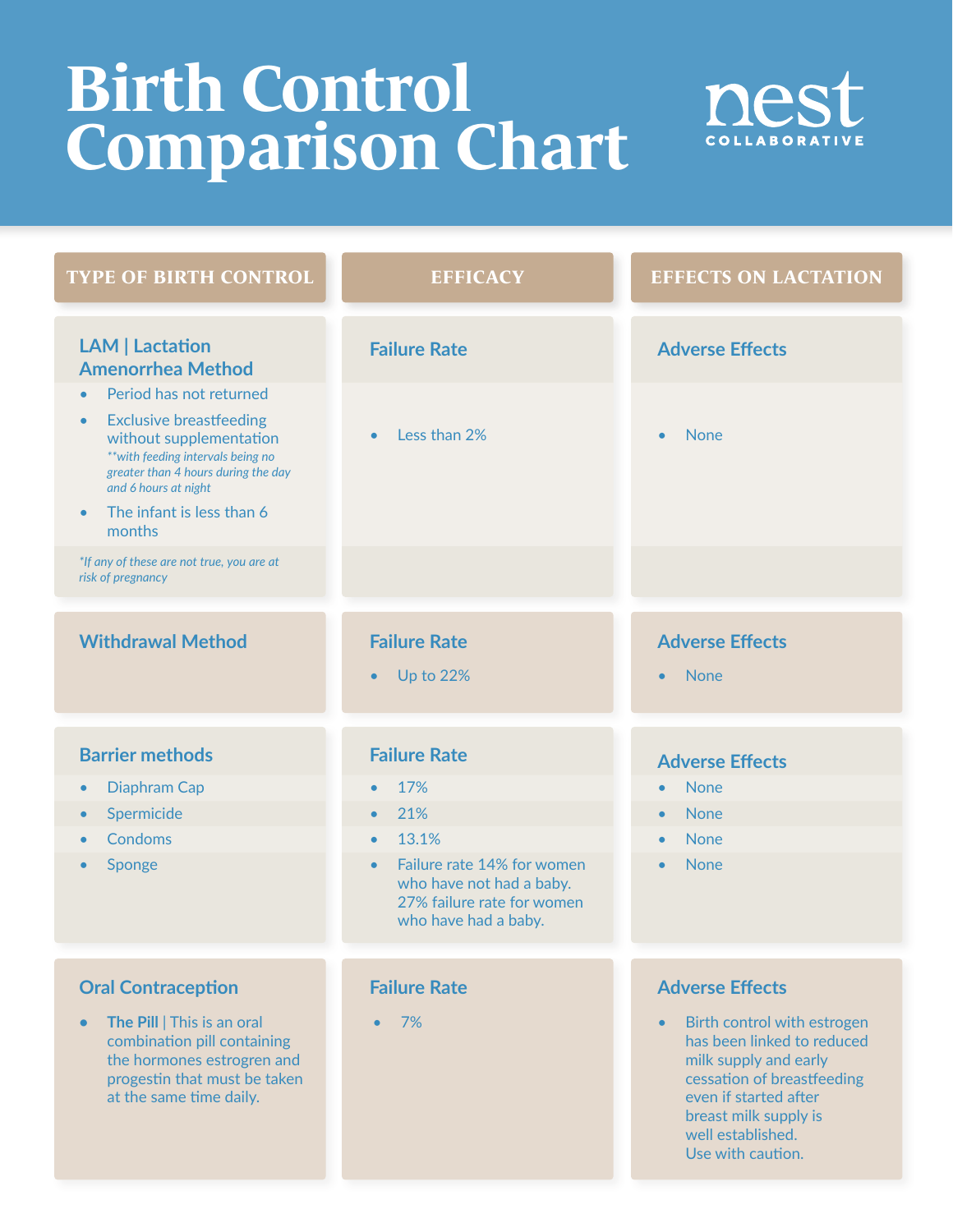# Birth Control Comparison Chart

nest COLLABORATIVE

| TYPE OF BIRTH CONTROL | EFFICACY | EFFECTS ON LACTATION |
|---|---|---|
| **LAM \| Lactation Amenorrhea Method**<br>• Period has not returned<br>• Exclusive breastfeeding without supplementation *\*\*with feeding intervals being no greater than 4 hours during the day and 6 hours at night*<br>• The infant is less than 6 months<br>*\*If any of these are not true, you are at risk of pregnancy* | **Failure Rate**<br>• Less than 2% | **Adverse Effects**<br>• None |
| **Withdrawal Method** | **Failure Rate**<br>• Up to 22% | **Adverse Effects**<br>• None |
| **Barrier methods** | **Failure Rate** | **Adverse Effects** |
| • Diaphram Cap | • 17% | • None |
| • Spermicide | • 21% | • None |
| • Condoms | • 13.1% | • None |
| • Sponge | • Failure rate 14% for women who have not had a baby. 27% failure rate for women who have had a baby. | • None |
| **Oral Contraception**<br>• **The Pill** \| This is an oral combination pill containing the hormones estrogren and progestin that must be taken at the same time daily. | **Failure Rate**<br>• 7% | **Adverse Effects**<br>• Birth control with estrogen has been linked to reduced milk supply and early cessation of breastfeeding even if started after breast milk supply is well established. Use with caution. |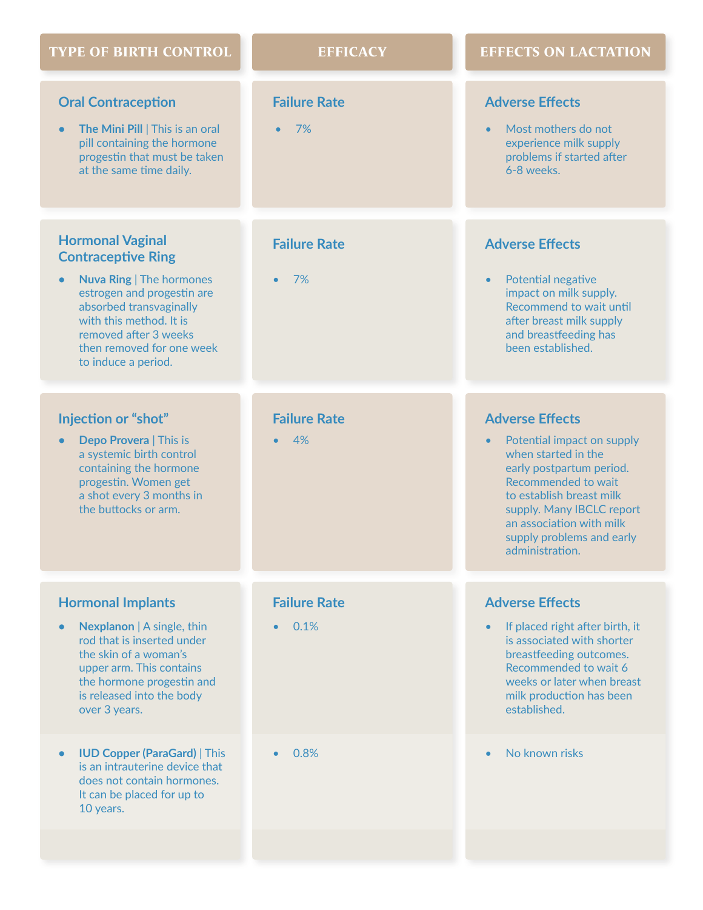| TYPE OF BIRTH CONTROL | EFFICACY | EFFECTS ON LACTATION |
|---|---|---|
| **Oral Contraception**<br>• **The Mini Pill** \| This is an oral pill containing the hormone progestin that must be taken at the same time daily. | **Failure Rate**<br>• 7% | **Adverse Effects**<br>• Most mothers do not experience milk supply problems if started after 6-8 weeks. |
| **Hormonal Vaginal Contraceptive Ring**<br>• **Nuva Ring** \| The hormones estrogen and progestin are absorbed transvaginally with this method. It is removed after 3 weeks then removed for one week to induce a period. | **Failure Rate**<br>• 7% | **Adverse Effects**<br>• Potential negative impact on milk supply. Recommend to wait until after breast milk supply and breastfeeding has been established. |
| **Injection or "shot"**<br>• **Depo Provera** \| This is a systemic birth control containing the hormone progestin. Women get a shot every 3 months in the buttocks or arm. | **Failure Rate**<br>• 4% | **Adverse Effects**<br>• Potential impact on supply when started in the early postpartum period. Recommended to wait to establish breast milk supply. Many IBCLC report an association with milk supply problems and early administration. |
| **Hormonal Implants**<br>• **Nexplanon** \| A single, thin rod that is inserted under the skin of a woman's upper arm. This contains the hormone progestin and is released into the body over 3 years. | **Failure Rate**<br>• 0.1% | **Adverse Effects**<br>• If placed right after birth, it is associated with shorter breastfeeding outcomes. Recommended to wait 6 weeks or later when breast milk production has been established. |
| • **IUD Copper (ParaGard)** \| This is an intrauterine device that does not contain hormones. It can be placed for up to 10 years. | • 0.8% | • No known risks |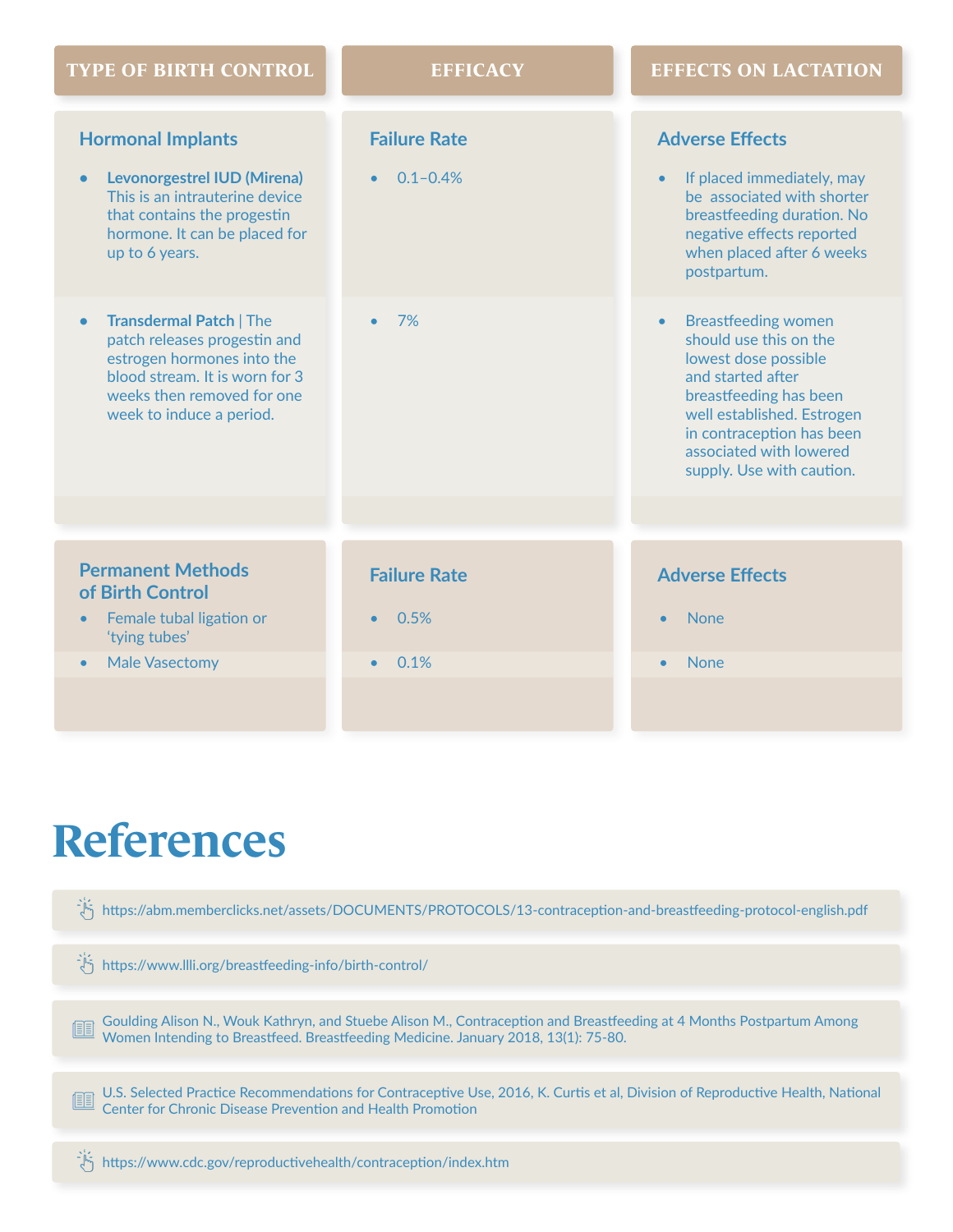| TYPE OF BIRTH CONTROL | EFFICACY | EFFECTS ON LACTATION |
| --- | --- | --- |
| **Hormonal Implants** | **Failure Rate** | **Adverse Effects** |
| • **Levonorgestrel IUD (Mirena)** This is an intrauterine device that contains the progestin hormone. It can be placed for up to 6 years. | • 0.1–0.4% | • If placed immediately, may be associated with shorter breastfeeding duration. No negative effects reported when placed after 6 weeks postpartum. |
| • **Transdermal Patch** \| The patch releases progestin and estrogen hormones into the blood stream. It is worn for 3 weeks then removed for one week to induce a period. | • 7% | • Breastfeeding women should use this on the lowest dose possible and started after breastfeeding has been well established. Estrogen in contraception has been associated with lowered supply. Use with caution. |
| **Permanent Methods of Birth Control** | **Failure Rate** | **Adverse Effects** |
| • Female tubal ligation or 'tying tubes' | • 0.5% | • None |
| • Male Vasectomy | • 0.1% | • None |

# References

- https://abm.memberclicks.net/assets/DOCUMENTS/PROTOCOLS/13-contraception-and-breastfeeding-protocol-english.pdf
- https://www.llli.org/breastfeeding-info/birth-control/
- Goulding Alison N., Wouk Kathryn, and Stuebe Alison M., Contraception and Breastfeeding at 4 Months Postpartum Among Women Intending to Breastfeed. Breastfeeding Medicine. January 2018, 13(1): 75-80.
- U.S. Selected Practice Recommendations for Contraceptive Use, 2016, K. Curtis et al, Division of Reproductive Health, National Center for Chronic Disease Prevention and Health Promotion
- https://www.cdc.gov/reproductivehealth/contraception/index.htm